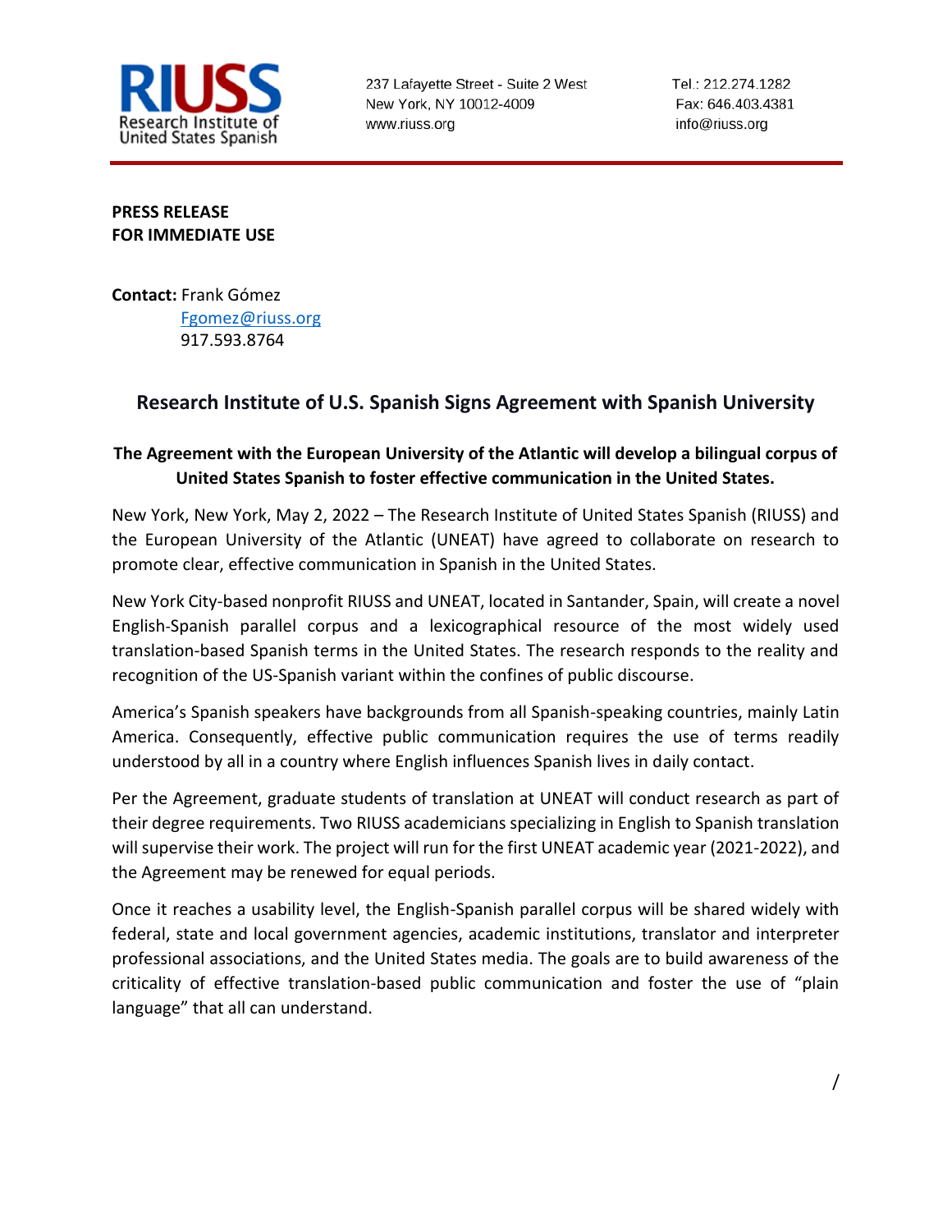**RIUSS**
Research Institute of United States Spanish

237 Lafayette Street - Suite 2 West
New York, NY 10012-4009
www.riuss.org

Tel.: 212.274.1282
Fax: 646.403.4381
info@riuss.org

**PRESS RELEASE**
**FOR IMMEDIATE USE**

**Contact:** Frank Gómez
Fgomez@riuss.org
917.593.8764

## Research Institute of U.S. Spanish Signs Agreement with Spanish University

### The Agreement with the European University of the Atlantic will develop a bilingual corpus of United States Spanish to foster effective communication in the United States.

New York, New York, May 2, 2022 – The Research Institute of United States Spanish (RIUSS) and the European University of the Atlantic (UNEAT) have agreed to collaborate on research to promote clear, effective communication in Spanish in the United States.

New York City-based nonprofit RIUSS and UNEAT, located in Santander, Spain, will create a novel English-Spanish parallel corpus and a lexicographical resource of the most widely used translation-based Spanish terms in the United States. The research responds to the reality and recognition of the US-Spanish variant within the confines of public discourse.

America's Spanish speakers have backgrounds from all Spanish-speaking countries, mainly Latin America. Consequently, effective public communication requires the use of terms readily understood by all in a country where English influences Spanish lives in daily contact.

Per the Agreement, graduate students of translation at UNEAT will conduct research as part of their degree requirements. Two RIUSS academicians specializing in English to Spanish translation will supervise their work. The project will run for the first UNEAT academic year (2021-2022), and the Agreement may be renewed for equal periods.

Once it reaches a usability level, the English-Spanish parallel corpus will be shared widely with federal, state and local government agencies, academic institutions, translator and interpreter professional associations, and the United States media. The goals are to build awareness of the criticality of effective translation-based public communication and foster the use of "plain language" that all can understand.

/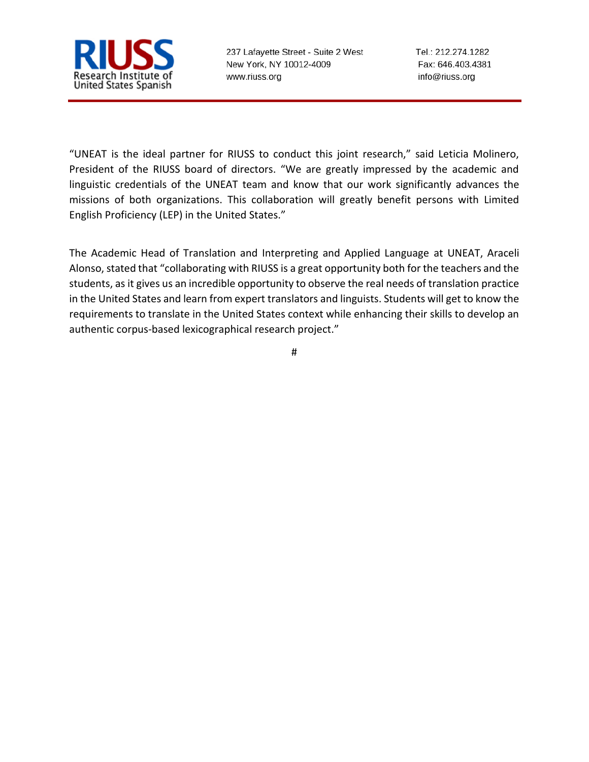"UNEAT is the ideal partner for RIUSS to conduct this joint research," said Leticia Molinero, President of the RIUSS board of directors. "We are greatly impressed by the academic and linguistic credentials of the UNEAT team and know that our work significantly advances the missions of both organizations. This collaboration will greatly benefit persons with Limited English Proficiency (LEP) in the United States."

The Academic Head of Translation and Interpreting and Applied Language at UNEAT, Araceli Alonso, stated that "collaborating with RIUSS is a great opportunity both for the teachers and the students, as it gives us an incredible opportunity to observe the real needs of translation practice in the United States and learn from expert translators and linguists. Students will get to know the requirements to translate in the United States context while enhancing their skills to develop an authentic corpus-based lexicographical research project."

#